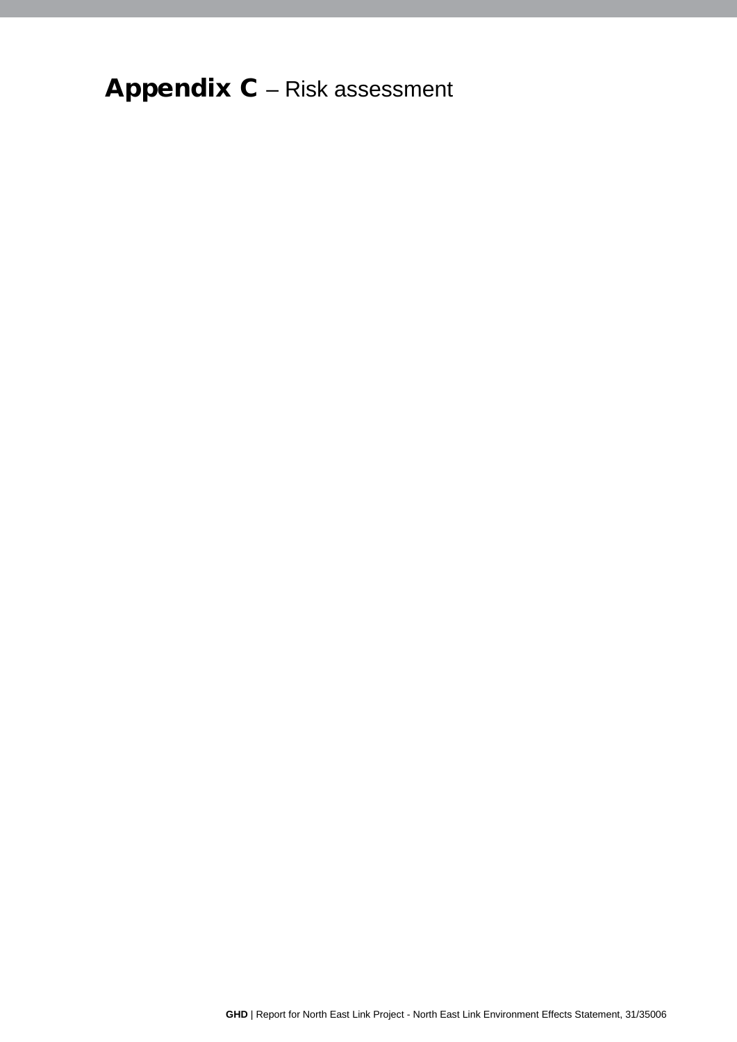# **Appendix C** – Risk assessment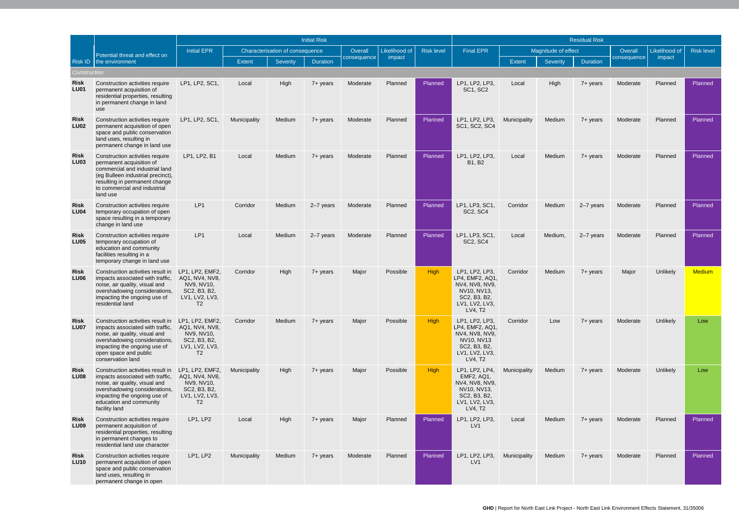| Risk ID | Potential threat and effect on the environment | Initial Risk | | | | | | | Residual Risk | | | | | | |
|---|---|---|---|---|---|---|---|---|---|---|---|---|---|---|---|
| | | Initial EPR | Characterisation of consequence | | | Overall consequence | Likelihood of impact | Risk level | Final EPR | Magnitude of effect | | | Overall consequence | Likelihood of impact | Risk level |
| | | | Extent | Severity | Duration | | | | | Extent | Severity | Duration | | | |
| *Construction* | | | | | | | | | | | | | | | |
| **Risk LU01** | Construction activities require permanent acquisition of residential properties, resulting in permanent change in land use | LP1, LP2, SC1, | Local | High | 7+ years | Moderate | Planned | Planned | LP1, LP2, LP3, SC1, SC2 | Local | High | 7+ years | Moderate | Planned | Planned |
| **Risk LU02** | Construction activities require permanent acquisition of open space and public conservation land uses, resulting in permanent change in land use | LP1, LP2, SC1, | Municipality | Medium | 7+ years | Moderate | Planned | Planned | LP1, LP2, LP3, SC1, SC2, SC4 | Municipality | Medium | 7+ years | Moderate | Planned | Planned |
| **Risk LU03** | Construction activities require permanent acquisition of commercial and industrial land (eg Bulleen industrial precinct), resulting in permanent change to commercial and industrial land use | LP1, LP2, B1 | Local | Medium | 7+ years | Moderate | Planned | Planned | LP1, LP2, LP3, B1, B2 | Local | Medium | 7+ years | Moderate | Planned | Planned |
| **Risk LU04** | Construction activities require temporary occupation of open space resulting in a temporary change in land use | LP1 | Corridor | Medium | 2–7 years | Moderate | Planned | Planned | LP1, LP3, SC1, SC2, SC4 | Corridor | Medium | 2–7 years | Moderate | Planned | Planned |
| **Risk LU05** | Construction activities require temporary occupation of education and community facilities resulting in a temporary change in land use | LP1 | Local | Medium | 2–7 years | Moderate | Planned | Planned | LP1, LP3, SC1, SC2, SC4 | Local | Medium, | 2–7 years | Moderate | Planned | Planned |
| **Risk LU06** | Construction activities result in impacts associated with traffic, noise, air quality, visual and overshadowing considerations, impacting the ongoing use of residential land | LP1, LP2, EMF2, AQ1, NV4, NV8, NV9, NV10, SC2, B3, B2, LV1, LV2, LV3, T2 | Corridor | High | 7+ years | Major | Possible | High | LP1, LP2, LP3, LP4, EMF2, AQ1, NV4, NV8, NV9, NV10, NV13, SC2, B3, B2, LV1, LV2, LV3, LV4, T2 | Corridor | Medium | 7+ years | Major | Unlikely | Medium |
| **Risk LU07** | Construction activities result in impacts associated with traffic, noise, air quality, visual and overshadowing considerations, impacting the ongoing use of open space and public conservation land | LP1, LP2, EMF2, AQ1, NV4, NV8, NV9, NV10, SC2, B3, B2, LV1, LV2, LV3, T2 | Corridor | Medium | 7+ years | Major | Possible | High | LP1, LP2, LP3, LP4, EMF2, AQ1, NV4, NV8, NV9, NV10, NV13 SC2, B3, B2, LV1, LV2, LV3, LV4, T2 | Corridor | Low | 7+ years | Moderate | Unlikely | Low |
| **Risk LU08** | Construction activities result in impacts associated with traffic, noise, air quality, visual and overshadowing considerations, impacting the ongoing use of education and community facility land | LP1, LP2, EMF2, AQ1, NV4, NV8, NV9, NV10, SC2, B3, B2, LV1, LV2, LV3, T2 | Municipality | High | 7+ years | Major | Possible | High | LP1, LP2, LP4, EMF2, AQ1, NV4, NV8, NV9, NV10, NV13, SC2, B3, B2, LV1, LV2, LV3, LV4, T2 | Municipality | Medium | 7+ years | Moderate | Unlikely | Low |
| **Risk LU09** | Construction activities require permanent acquisition of residential properties, resulting in permanent changes to residential land use character | LP1, LP2 | Local | High | 7+ years | Major | Planned | Planned | LP1, LP2, LP3, LV1 | Local | Medium | 7+ years | Moderate | Planned | Planned |
| **Risk LU10** | Construction activities require permanent acquisition of open space and public conservation land uses, resulting in permanent change in open | LP1, LP2 | Municipality | Medium | 7+ years | Moderate | Planned | Planned | LP1, LP2, LP3, LV1 | Municipality | Medium | 7+ years | Moderate | Planned | Planned |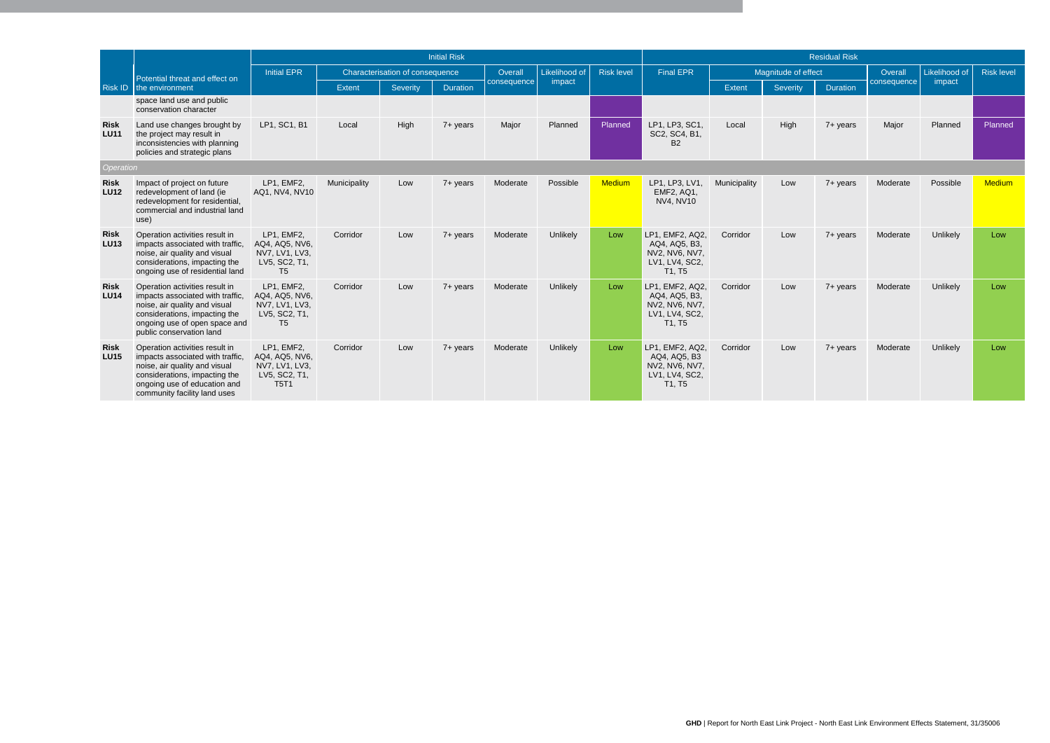| Risk ID | Potential threat and effect on the environment | Initial Risk | | | | | | | Residual Risk | | | | | | |
|---|---|---|---|---|---|---|---|---|---|---|---|---|---|---|---|
| | | Initial EPR | Characterisation of consequence | | | Overall consequence | Likelihood of impact | Risk level | Final EPR | Magnitude of effect | | | Overall consequence | Likelihood of impact | Risk level |
| | | | Extent | Severity | Duration | | | | | Extent | Severity | Duration | | | |
| | space land use and public conservation character | | | | | | | | | | | | | | |
| **Risk LU11** | Land use changes brought by the project may result in inconsistencies with planning policies and strategic plans | LP1, SC1, B1 | Local | High | 7+ years | Major | Planned | Planned | LP1, LP3, SC1, SC2, SC4, B1, B2 | Local | High | 7+ years | Major | Planned | Planned |
| *Operation* | | | | | | | | | | | | | | | |
| **Risk LU12** | Impact of project on future redevelopment of land (ie redevelopment for residential, commercial and industrial land use) | LP1, EMF2, AQ1, NV4, NV10 | Municipality | Low | 7+ years | Moderate | Possible | Medium | LP1, LP3, LV1, EMF2, AQ1, NV4, NV10 | Municipality | Low | 7+ years | Moderate | Possible | Medium |
| **Risk LU13** | Operation activities result in impacts associated with traffic, noise, air quality and visual considerations, impacting the ongoing use of residential land | LP1, EMF2, AQ4, AQ5, NV6, NV7, LV1, LV3, LV5, SC2, T1, T5 | Corridor | Low | 7+ years | Moderate | Unlikely | Low | LP1, EMF2, AQ2, AQ4, AQ5, B3, NV2, NV6, NV7, LV1, LV4, SC2, T1, T5 | Corridor | Low | 7+ years | Moderate | Unlikely | Low |
| **Risk LU14** | Operation activities result in impacts associated with traffic, noise, air quality and visual considerations, impacting the ongoing use of open space and public conservation land | LP1, EMF2, AQ4, AQ5, NV6, NV7, LV1, LV3, LV5, SC2, T1, T5 | Corridor | Low | 7+ years | Moderate | Unlikely | Low | LP1, EMF2, AQ2, AQ4, AQ5, B3, NV2, NV6, NV7, LV1, LV4, SC2, T1, T5 | Corridor | Low | 7+ years | Moderate | Unlikely | Low |
| **Risk LU15** | Operation activities result in impacts associated with traffic, noise, air quality and visual considerations, impacting the ongoing use of education and community facility land uses | LP1, EMF2, AQ4, AQ5, NV6, NV7, LV1, LV3, LV5, SC2, T1, T5T1 | Corridor | Low | 7+ years | Moderate | Unlikely | Low | LP1, EMF2, AQ2, AQ4, AQ5, B3 NV2, NV6, NV7, LV1, LV4, SC2, T1, T5 | Corridor | Low | 7+ years | Moderate | Unlikely | Low |